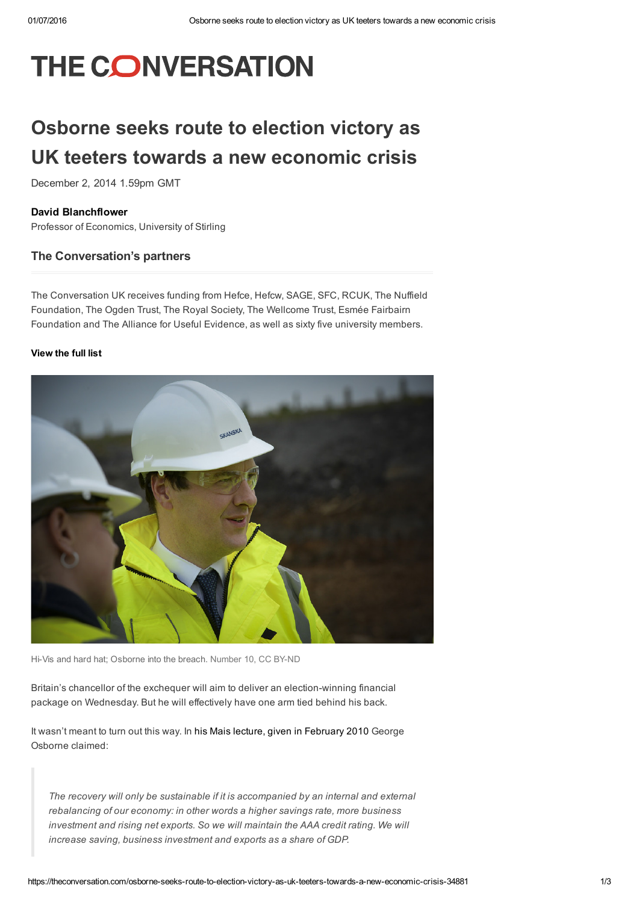# THE CONVERSATION

# Osborne seeks route to election victory as UK teeters towards a new economic crisis

December 2, 2014 1.59pm GMT

**David Blanchflower**
Professor of Economics, University of Stirling

## The Conversation's partners

The Conversation UK receives funding from Hefce, Hefcw, SAGE, SFC, RCUK, The Nuffield Foundation, The Ogden Trust, The Royal Society, The Wellcome Trust, Esmée Fairbairn Foundation and The Alliance for Useful Evidence, as well as sixty five university members.

**View the full list**

Hi-Vis and hard hat; Osborne into the breach. Number 10, CC BY-ND

Britain's chancellor of the exchequer will aim to deliver an election-winning financial package on Wednesday. But he will effectively have one arm tied behind his back.

It wasn't meant to turn out this way. In his Mais lecture, given in February 2010 George Osborne claimed:

> *The recovery will only be sustainable if it is accompanied by an internal and external rebalancing of our economy: in other words a higher savings rate, more business investment and rising net exports. So we will maintain the AAA credit rating. We will increase saving, business investment and exports as a share of GDP.*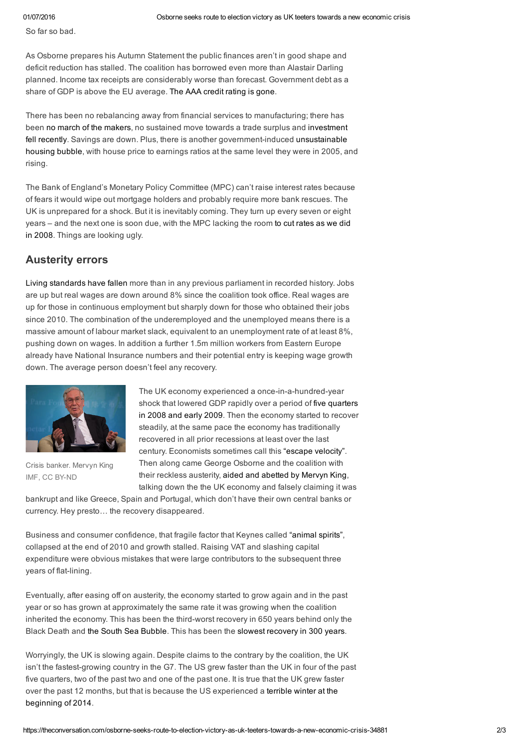So far so bad.

As Osborne prepares his Autumn Statement the public finances aren't in good shape and deficit reduction has stalled. The coalition has borrowed even more than Alastair Darling planned. Income tax receipts are considerably worse than forecast. Government debt as a share of GDP is above the EU average. The AAA credit rating is gone.

There has been no rebalancing away from financial services to manufacturing; there has been no march of the makers, no sustained move towards a trade surplus and investment fell recently. Savings are down. Plus, there is another government-induced unsustainable housing bubble, with house price to earnings ratios at the same level they were in 2005, and rising.

The Bank of England's Monetary Policy Committee (MPC) can't raise interest rates because of fears it would wipe out mortgage holders and probably require more bank rescues. The UK is unprepared for a shock. But it is inevitably coming. They turn up every seven or eight years – and the next one is soon due, with the MPC lacking the room to cut rates as we did in 2008. Things are looking ugly.

## Austerity errors

Living standards have fallen more than in any previous parliament in recorded history. Jobs are up but real wages are down around 8% since the coalition took office. Real wages are up for those in continuous employment but sharply down for those who obtained their jobs since 2010. The combination of the underemployed and the unemployed means there is a massive amount of labour market slack, equivalent to an unemployment rate of at least 8%, pushing down on wages. In addition a further 1.5m million workers from Eastern Europe already have National Insurance numbers and their potential entry is keeping wage growth down. The average person doesn't feel any recovery.

Crisis banker. Mervyn King IMF, CC BY-ND

The UK economy experienced a once-in-a-hundred-year shock that lowered GDP rapidly over a period of five quarters in 2008 and early 2009. Then the economy started to recover steadily, at the same pace the economy has traditionally recovered in all prior recessions at least over the last century. Economists sometimes call this "escape velocity". Then along came George Osborne and the coalition with their reckless austerity, aided and abetted by Mervyn King, talking down the the UK economy and falsely claiming it was bankrupt and like Greece, Spain and Portugal, which don't have their own central banks or currency. Hey presto… the recovery disappeared.

Business and consumer confidence, that fragile factor that Keynes called "animal spirits", collapsed at the end of 2010 and growth stalled. Raising VAT and slashing capital expenditure were obvious mistakes that were large contributors to the subsequent three years of flat-lining.

Eventually, after easing off on austerity, the economy started to grow again and in the past year or so has grown at approximately the same rate it was growing when the coalition inherited the economy. This has been the third-worst recovery in 650 years behind only the Black Death and the South Sea Bubble. This has been the slowest recovery in 300 years.

Worryingly, the UK is slowing again. Despite claims to the contrary by the coalition, the UK isn't the fastest-growing country in the G7. The US grew faster than the UK in four of the past five quarters, two of the past two and one of the past one. It is true that the UK grew faster over the past 12 months, but that is because the US experienced a terrible winter at the beginning of 2014.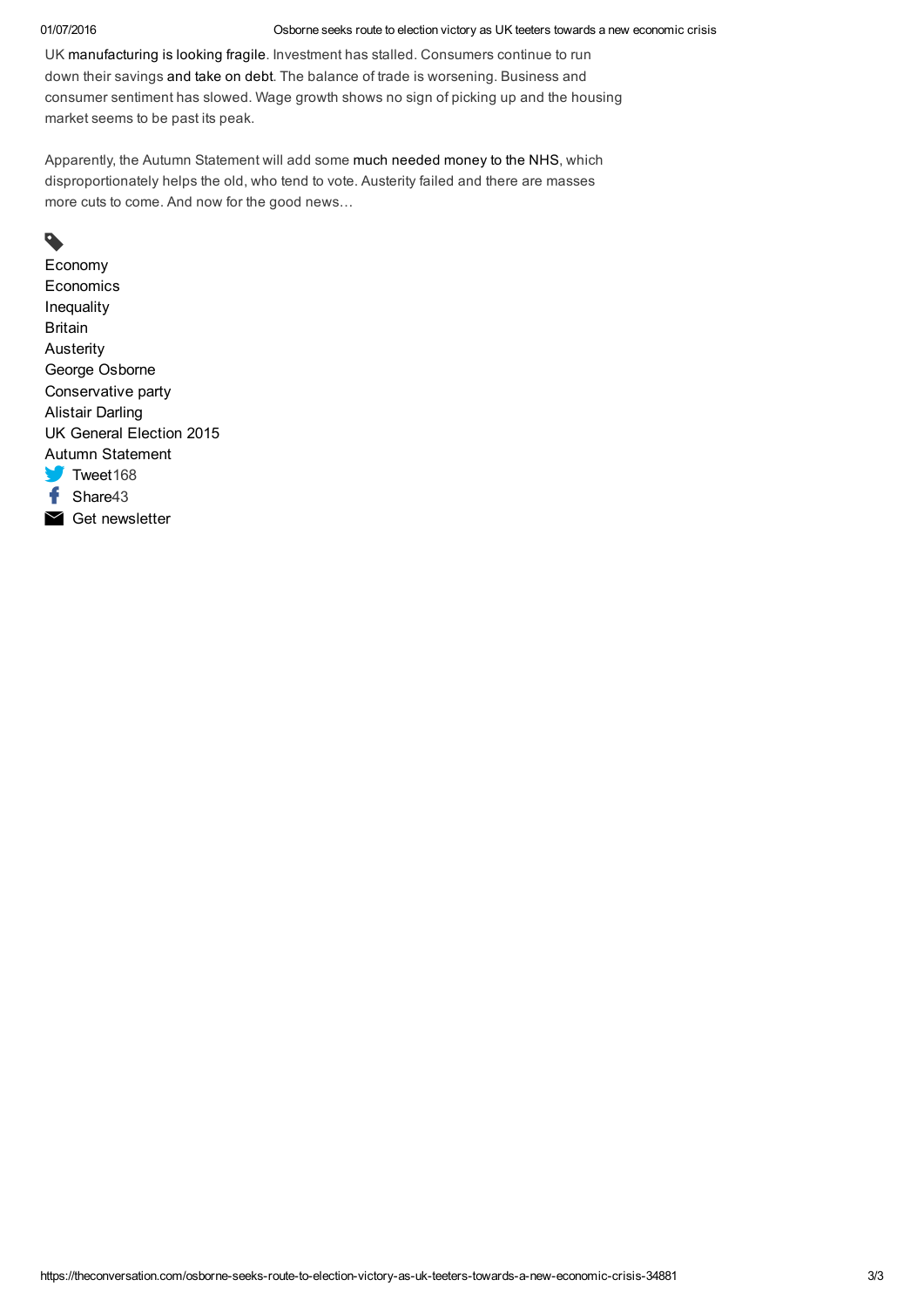UK manufacturing is looking fragile. Investment has stalled. Consumers continue to run down their savings and take on debt. The balance of trade is worsening. Business and consumer sentiment has slowed. Wage growth shows no sign of picking up and the housing market seems to be past its peak.

Apparently, the Autumn Statement will add some much needed money to the NHS, which disproportionately helps the old, who tend to vote. Austerity failed and there are masses more cuts to come. And now for the good news…

- Economy
- Economics
- Inequality
- Britain
- Austerity
- George Osborne
- Conservative party
- Alistair Darling
- UK General Election 2015
- Autumn Statement

Tweet168
Share43
Get newsletter